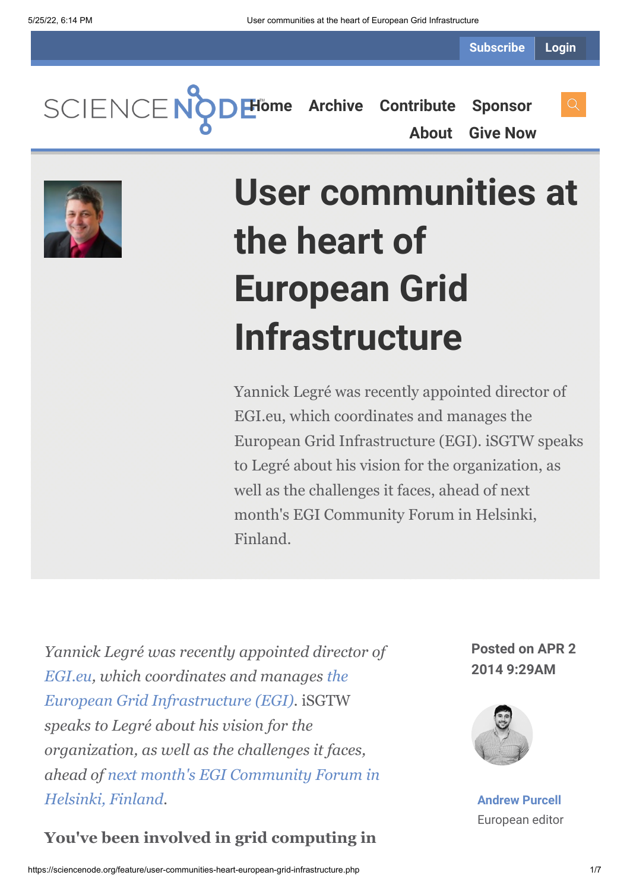Subscribe | Login

SCIENCE NODE

Home Archive Contribute Sponsor About Give Now

# User communities at the heart of European Grid Infrastructure

Yannick Legré was recently appointed director of EGI.eu, which coordinates and manages the European Grid Infrastructure (EGI). iSGTW speaks to Legré about his vision for the organization, as well as the challenges it faces, ahead of next month's EGI Community Forum in Helsinki, Finland.

*Yannick Legré was recently appointed director of EGI.eu, which coordinates and manages the European Grid Infrastructure (EGI).* iSGTW *speaks to Legré about his vision for the organization, as well as the challenges it faces, ahead of next month's EGI Community Forum in Helsinki, Finland.*

**Posted on APR 2 2014 9:29AM**

**Andrew Purcell**
European editor

**You've been involved in grid computing in**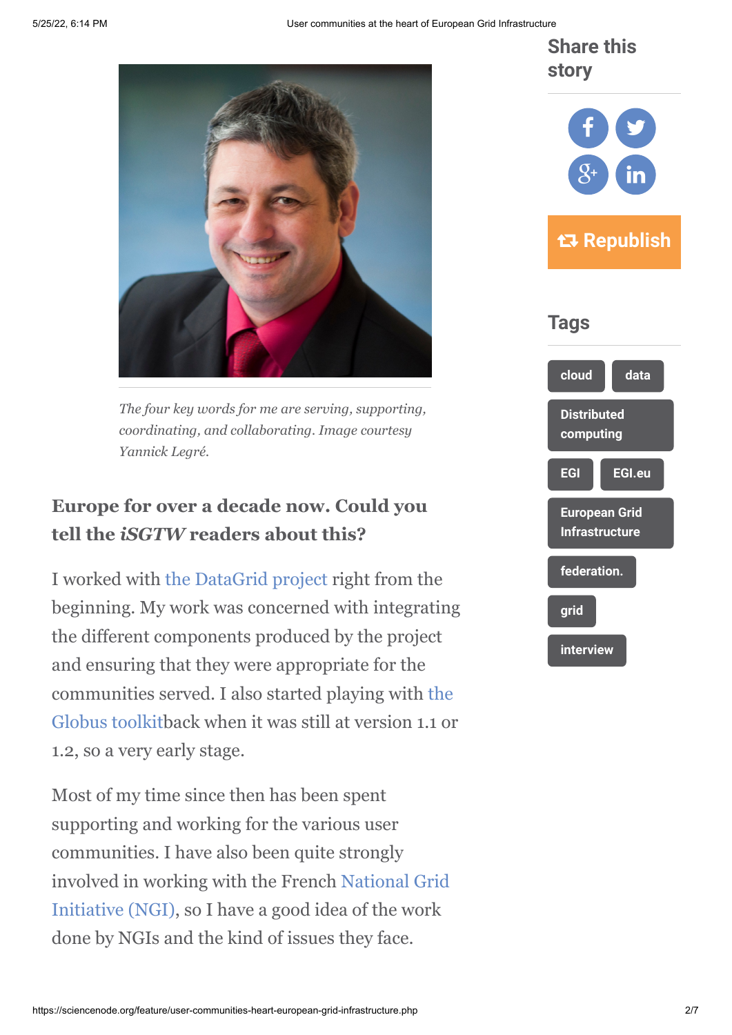*The four key words for me are serving, supporting, coordinating, and collaborating. Image courtesy Yannick Legré.*

**Europe for over a decade now. Could you tell the *iSGTW* readers about this?**

I worked with the DataGrid project right from the beginning. My work was concerned with integrating the different components produced by the project and ensuring that they were appropriate for the communities served. I also started playing with the Globus toolkitback when it was still at version 1.1 or 1.2, so a very early stage.

Most of my time since then has been spent supporting and working for the various user communities. I have also been quite strongly involved in working with the French National Grid Initiative (NGI), so I have a good idea of the work done by NGIs and the kind of issues they face.

## Share this story

Republish

## Tags

cloud
data
Distributed computing
EGI
EGI.eu
European Grid Infrastructure
federation.
grid
interview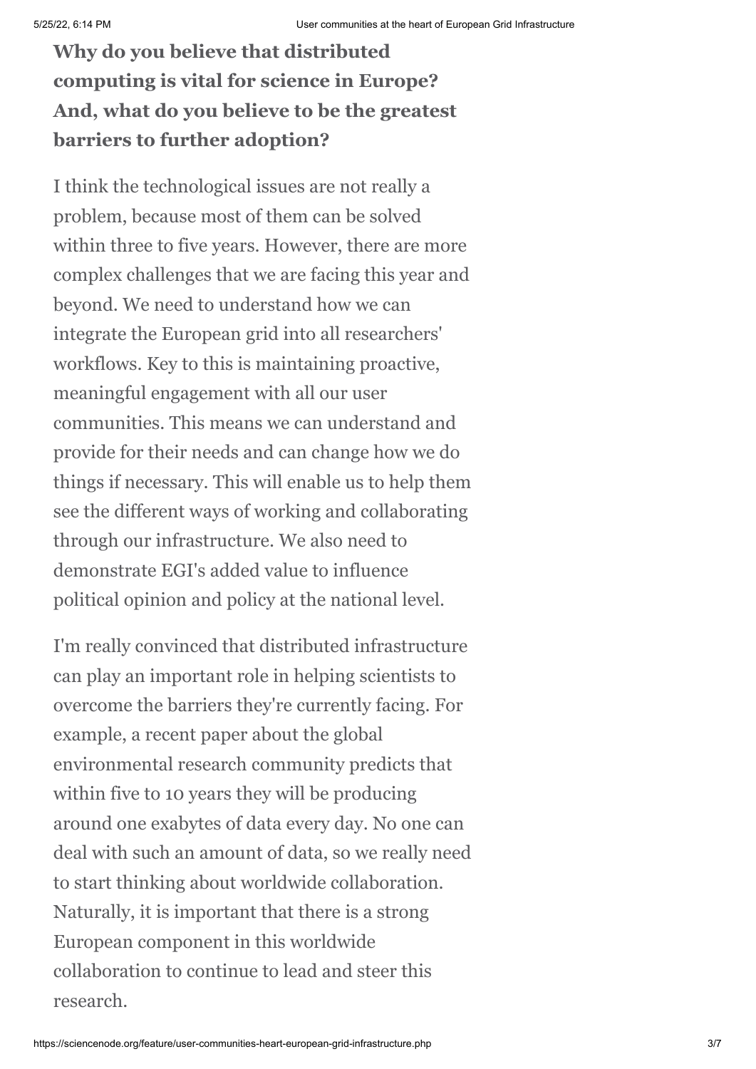**Why do you believe that distributed computing is vital for science in Europe? And, what do you believe to be the greatest barriers to further adoption?**

I think the technological issues are not really a problem, because most of them can be solved within three to five years. However, there are more complex challenges that we are facing this year and beyond. We need to understand how we can integrate the European grid into all researchers' workflows. Key to this is maintaining proactive, meaningful engagement with all our user communities. This means we can understand and provide for their needs and can change how we do things if necessary. This will enable us to help them see the different ways of working and collaborating through our infrastructure. We also need to demonstrate EGI's added value to influence political opinion and policy at the national level.

I'm really convinced that distributed infrastructure can play an important role in helping scientists to overcome the barriers they're currently facing. For example, a recent paper about the global environmental research community predicts that within five to 10 years they will be producing around one exabytes of data every day. No one can deal with such an amount of data, so we really need to start thinking about worldwide collaboration. Naturally, it is important that there is a strong European component in this worldwide collaboration to continue to lead and steer this research.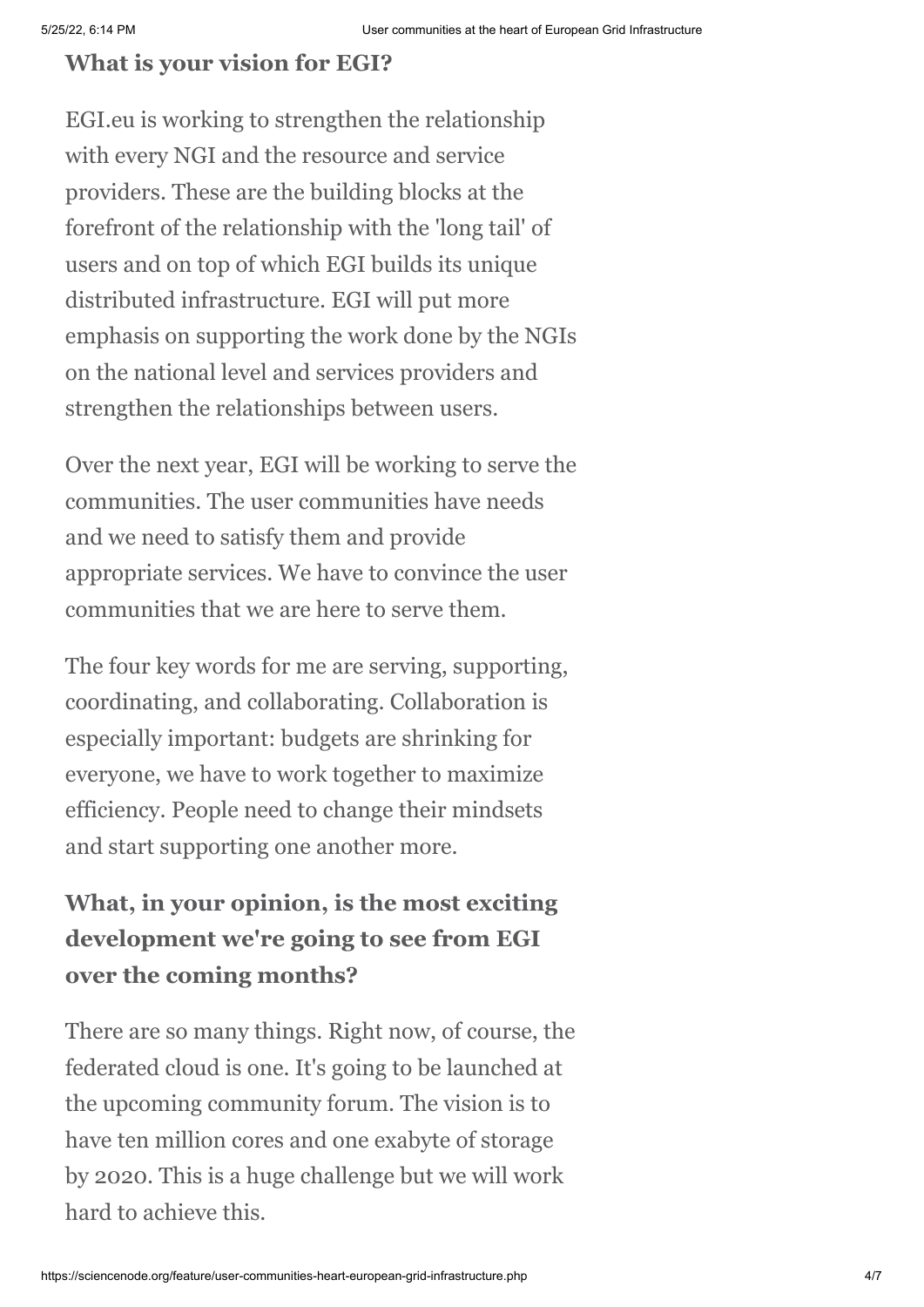**What is your vision for EGI?**

EGI.eu is working to strengthen the relationship with every NGI and the resource and service providers. These are the building blocks at the forefront of the relationship with the 'long tail' of users and on top of which EGI builds its unique distributed infrastructure. EGI will put more emphasis on supporting the work done by the NGIs on the national level and services providers and strengthen the relationships between users.

Over the next year, EGI will be working to serve the communities. The user communities have needs and we need to satisfy them and provide appropriate services. We have to convince the user communities that we are here to serve them.

The four key words for me are serving, supporting, coordinating, and collaborating. Collaboration is especially important: budgets are shrinking for everyone, we have to work together to maximize efficiency. People need to change their mindsets and start supporting one another more.

**What, in your opinion, is the most exciting development we're going to see from EGI over the coming months?**

There are so many things. Right now, of course, the federated cloud is one. It's going to be launched at the upcoming community forum. The vision is to have ten million cores and one exabyte of storage by 2020. This is a huge challenge but we will work hard to achieve this.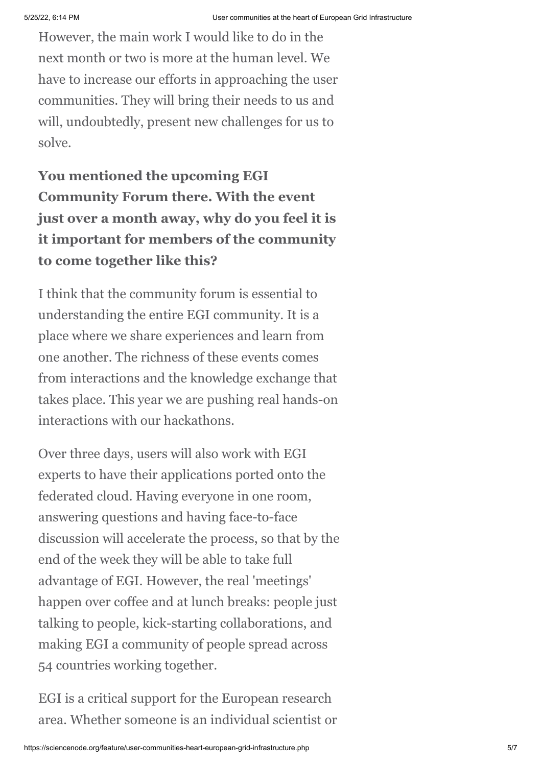However, the main work I would like to do in the next month or two is more at the human level. We have to increase our efforts in approaching the user communities. They will bring their needs to us and will, undoubtedly, present new challenges for us to solve.

**You mentioned the upcoming EGI Community Forum there. With the event just over a month away, why do you feel it is it important for members of the community to come together like this?**

I think that the community forum is essential to understanding the entire EGI community. It is a place where we share experiences and learn from one another. The richness of these events comes from interactions and the knowledge exchange that takes place. This year we are pushing real hands-on interactions with our hackathons.

Over three days, users will also work with EGI experts to have their applications ported onto the federated cloud. Having everyone in one room, answering questions and having face-to-face discussion will accelerate the process, so that by the end of the week they will be able to take full advantage of EGI. However, the real 'meetings' happen over coffee and at lunch breaks: people just talking to people, kick-starting collaborations, and making EGI a community of people spread across 54 countries working together.

EGI is a critical support for the European research area. Whether someone is an individual scientist or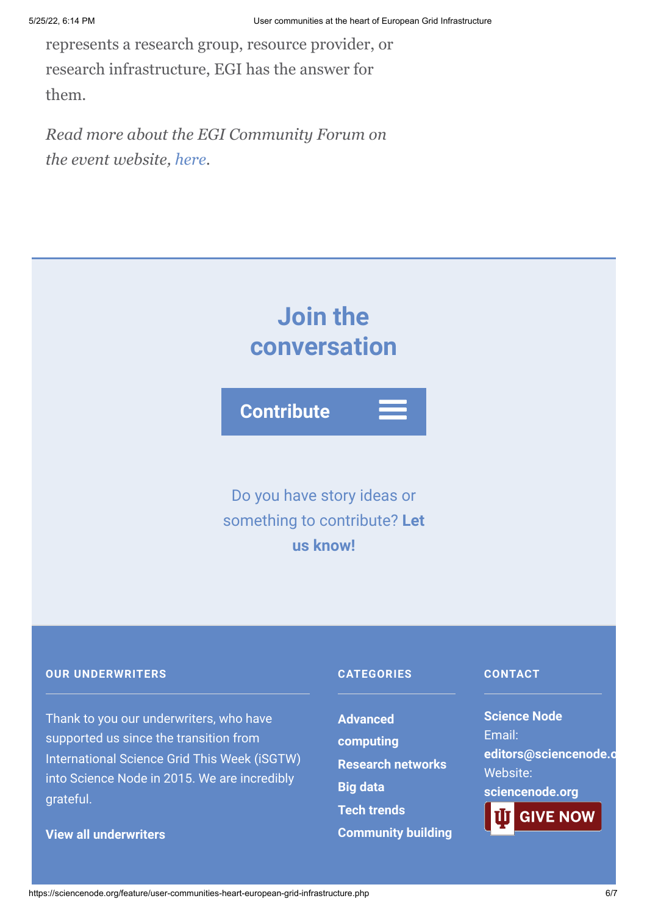represents a research group, resource provider, or research infrastructure, EGI has the answer for them.

*Read more about the EGI Community Forum on the event website, here.*

## Join the conversation

**Contribute**

Do you have story ideas or something to contribute? **Let us know!**

### OUR UNDERWRITERS

Thank to you our underwriters, who have supported us since the transition from International Science Grid This Week (iSGTW) into Science Node in 2015. We are incredibly grateful.

**View all underwriters**

### CATEGORIES

- **Advanced computing**
- **Research networks**
- **Big data**
- **Tech trends**
- **Community building**

### CONTACT

**Science Node**
Email:
**editors@sciencenode.o**
Website:
**sciencenode.org**

**GIVE NOW**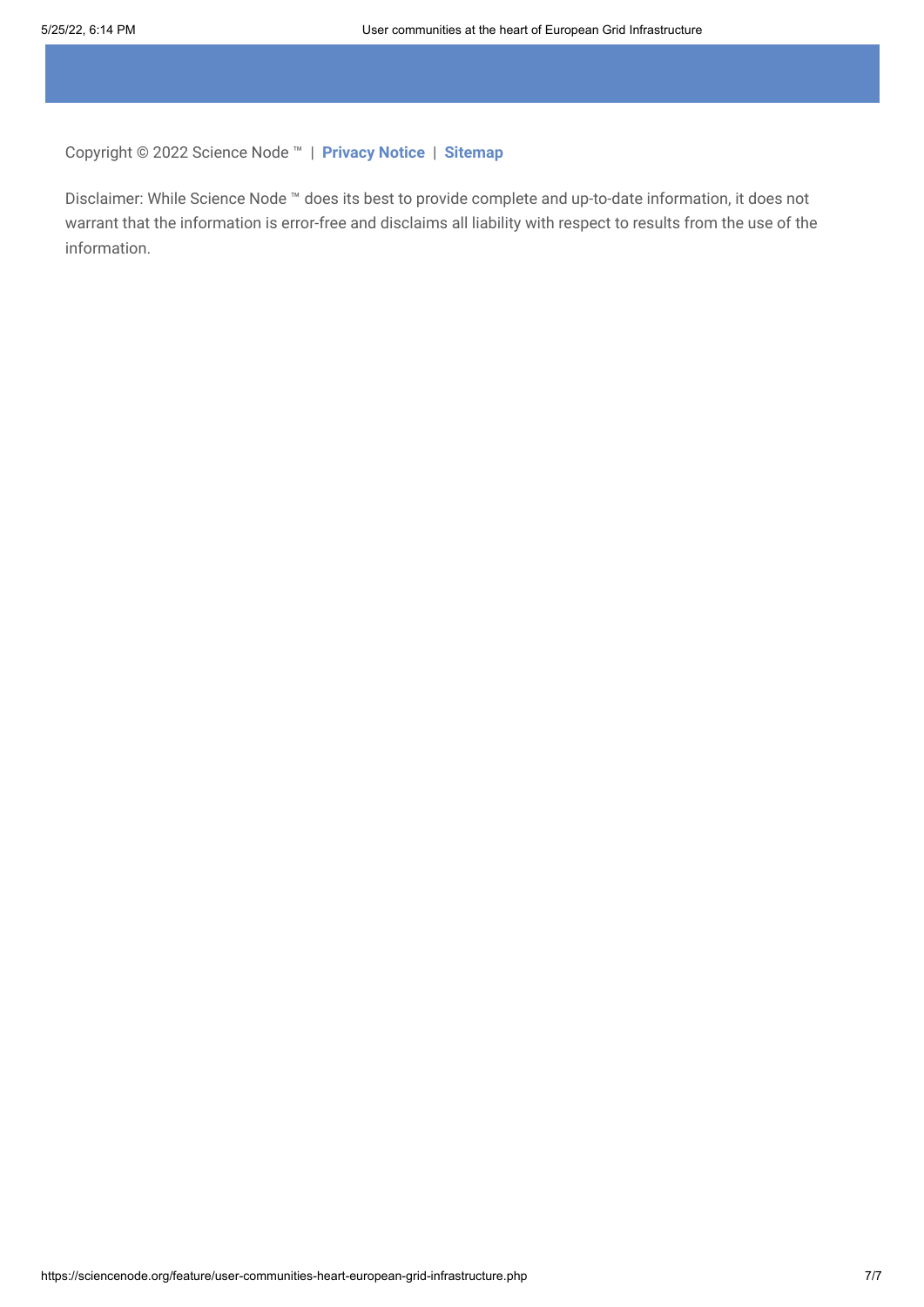Copyright © 2022 Science Node ™ | **Privacy Notice** | **Sitemap**

Disclaimer: While Science Node ™ does its best to provide complete and up-to-date information, it does not warrant that the information is error-free and disclaims all liability with respect to results from the use of the information.